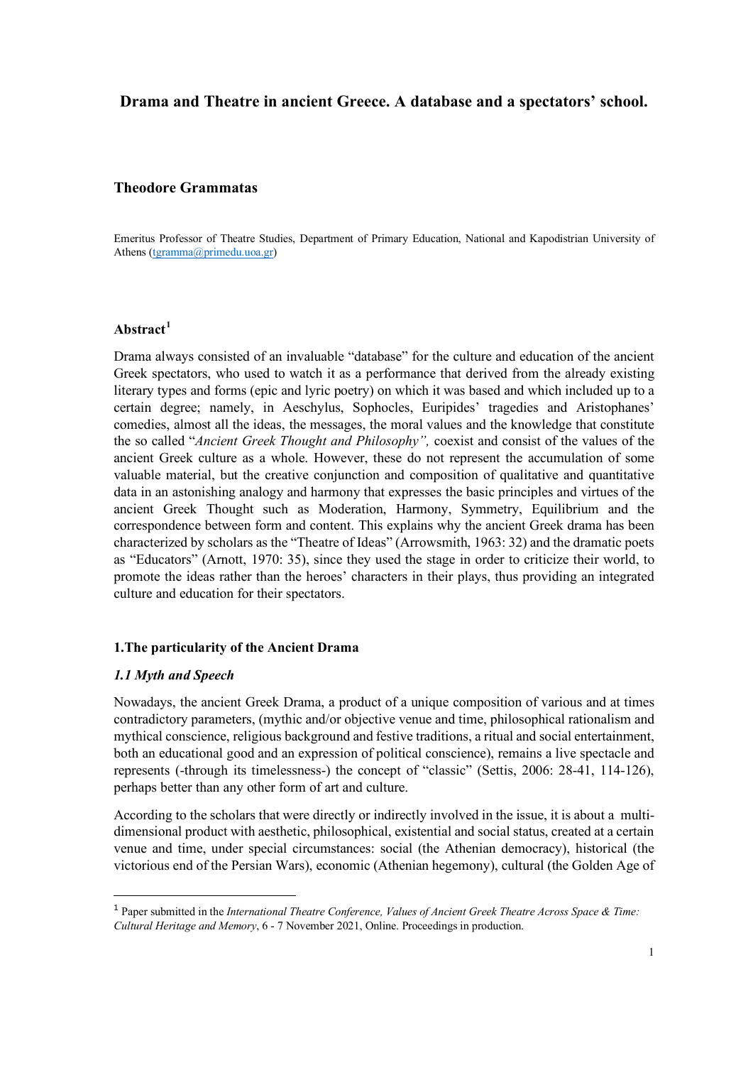# Drama and Theatre in ancient Greece. A database and a spectators' school.

## Theodore Grammatas

Emeritus Professor of Theatre Studies, Department of Primary Education, National and Kapodistrian University of Athens (tgramma@primedu.uoa.gr)

## Abstract[1]

Drama always consisted of an invaluable "database" for the culture and education of the ancient Greek spectators, who used to watch it as a performance that derived from the already existing literary types and forms (epic and lyric poetry) on which it was based and which included up to a certain degree; namely, in Aeschylus, Sophocles, Euripides' tragedies and Aristophanes' comedies, almost all the ideas, the messages, the moral values and the knowledge that constitute the so called "*Ancient Greek Thought and Philosophy",* coexist and consist of the values of the ancient Greek culture as a whole. However, these do not represent the accumulation of some valuable material, but the creative conjunction and composition of qualitative and quantitative data in an astonishing analogy and harmony that expresses the basic principles and virtues of the ancient Greek Thought such as Moderation, Harmony, Symmetry, Equilibrium and the correspondence between form and content. This explains why the ancient Greek drama has been characterized by scholars as the "Theatre of Ideas" (Arrowsmith, 1963: 32) and the dramatic poets as "Educators" (Arnott, 1970: 35), since they used the stage in order to criticize their world, to promote the ideas rather than the heroes' characters in their plays, thus providing an integrated culture and education for their spectators.

## 1.The particularity of the Ancient Drama

### *1.1 Myth and Speech*

Nowadays, the ancient Greek Drama, a product of a unique composition of various and at times contradictory parameters, (mythic and/or objective venue and time, philosophical rationalism and mythical conscience, religious background and festive traditions, a ritual and social entertainment, both an educational good and an expression of political conscience), remains a live spectacle and represents (-through its timelessness-) the concept of "classic" (Settis, 2006: 28-41, 114-126), perhaps better than any other form of art and culture.

According to the scholars that were directly or indirectly involved in the issue, it is about a multi-dimensional product with aesthetic, philosophical, existential and social status, created at a certain venue and time, under special circumstances: social (the Athenian democracy), historical (the victorious end of the Persian Wars), economic (Athenian hegemony), cultural (the Golden Age of

[1] Paper submitted in the *International Theatre Conference, Values of Ancient Greek Theatre Across Space & Time: Cultural Heritage and Memory*, 6 - 7 November 2021, Online. Proceedings in production.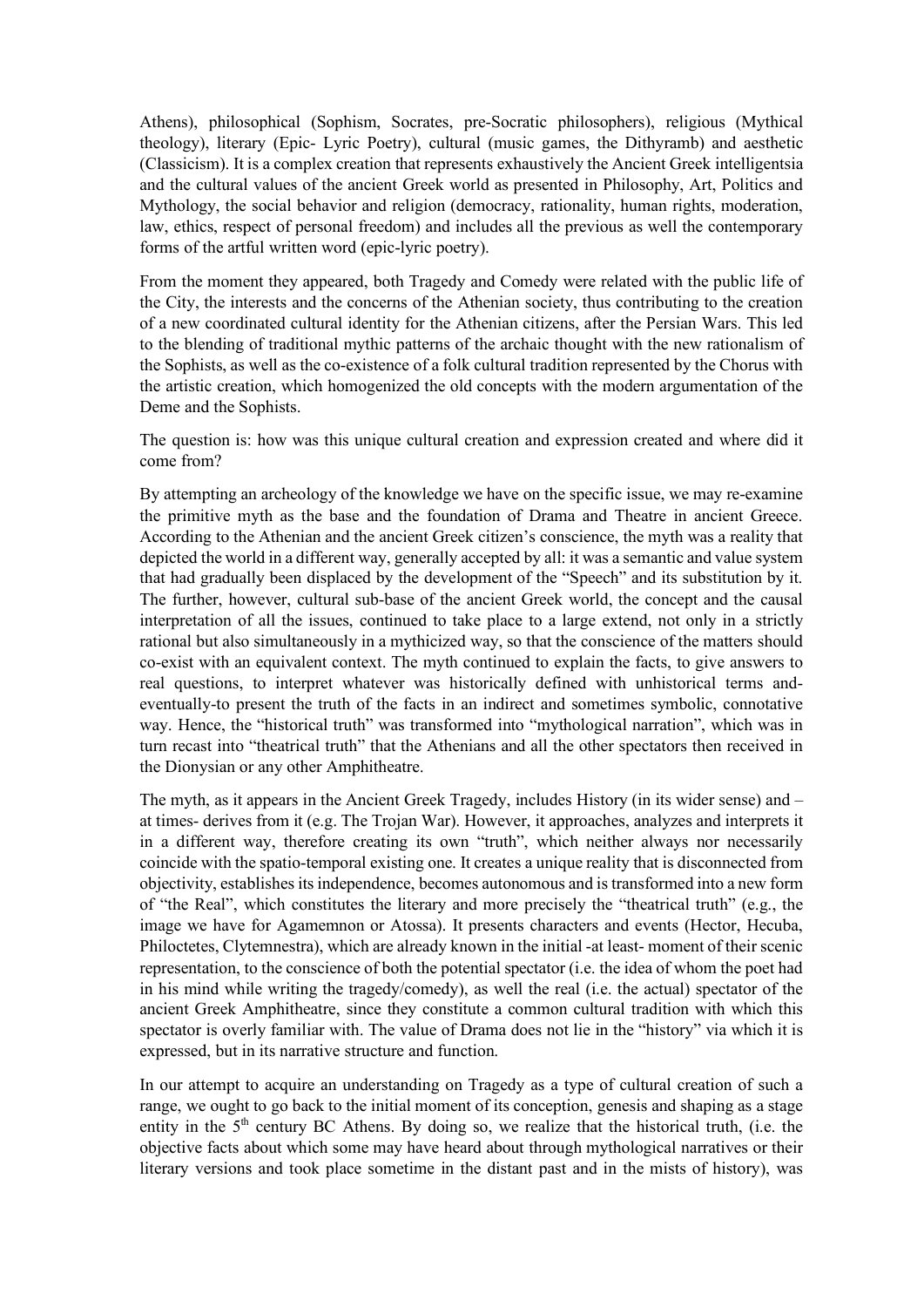Athens), philosophical (Sophism, Socrates, pre-Socratic philosophers), religious (Mythical theology), literary (Epic- Lyric Poetry), cultural (music games, the Dithyramb) and aesthetic (Classicism). It is a complex creation that represents exhaustively the Ancient Greek intelligentsia and the cultural values of the ancient Greek world as presented in Philosophy, Art, Politics and Mythology, the social behavior and religion (democracy, rationality, human rights, moderation, law, ethics, respect of personal freedom) and includes all the previous as well the contemporary forms of the artful written word (epic-lyric poetry).

From the moment they appeared, both Tragedy and Comedy were related with the public life of the City, the interests and the concerns of the Athenian society, thus contributing to the creation of a new coordinated cultural identity for the Athenian citizens, after the Persian Wars. This led to the blending of traditional mythic patterns of the archaic thought with the new rationalism of the Sophists, as well as the co-existence of a folk cultural tradition represented by the Chorus with the artistic creation, which homogenized the old concepts with the modern argumentation of the Deme and the Sophists.

The question is: how was this unique cultural creation and expression created and where did it come from?

By attempting an archeology of the knowledge we have on the specific issue, we may re-examine the primitive myth as the base and the foundation of Drama and Theatre in ancient Greece. According to the Athenian and the ancient Greek citizen's conscience, the myth was a reality that depicted the world in a different way, generally accepted by all: it was a semantic and value system that had gradually been displaced by the development of the "Speech" and its substitution by it. The further, however, cultural sub-base of the ancient Greek world, the concept and the causal interpretation of all the issues, continued to take place to a large extend, not only in a strictly rational but also simultaneously in a mythicized way, so that the conscience of the matters should co-exist with an equivalent context. The myth continued to explain the facts, to give answers to real questions, to interpret whatever was historically defined with unhistorical terms and-eventually-to present the truth of the facts in an indirect and sometimes symbolic, connotative way. Hence, the "historical truth" was transformed into "mythological narration", which was in turn recast into "theatrical truth" that the Athenians and all the other spectators then received in the Dionysian or any other Amphitheatre.

The myth, as it appears in the Ancient Greek Tragedy, includes History (in its wider sense) and – at times- derives from it (e.g. The Trojan War). However, it approaches, analyzes and interprets it in a different way, therefore creating its own "truth", which neither always nor necessarily coincide with the spatio-temporal existing one. It creates a unique reality that is disconnected from objectivity, establishes its independence, becomes autonomous and is transformed into a new form of "the Real", which constitutes the literary and more precisely the "theatrical truth" (e.g., the image we have for Agamemnon or Atossa). It presents characters and events (Hector, Hecuba, Philoctetes, Clytemnestra), which are already known in the initial -at least- moment of their scenic representation, to the conscience of both the potential spectator (i.e. the idea of whom the poet had in his mind while writing the tragedy/comedy), as well the real (i.e. the actual) spectator of the ancient Greek Amphitheatre, since they constitute a common cultural tradition with which this spectator is overly familiar with. The value of Drama does not lie in the "history" via which it is expressed, but in its narrative structure and function.

In our attempt to acquire an understanding on Tragedy as a type of cultural creation of such a range, we ought to go back to the initial moment of its conception, genesis and shaping as a stage entity in the 5th century BC Athens. By doing so, we realize that the historical truth, (i.e. the objective facts about which some may have heard about through mythological narratives or their literary versions and took place sometime in the distant past and in the mists of history), was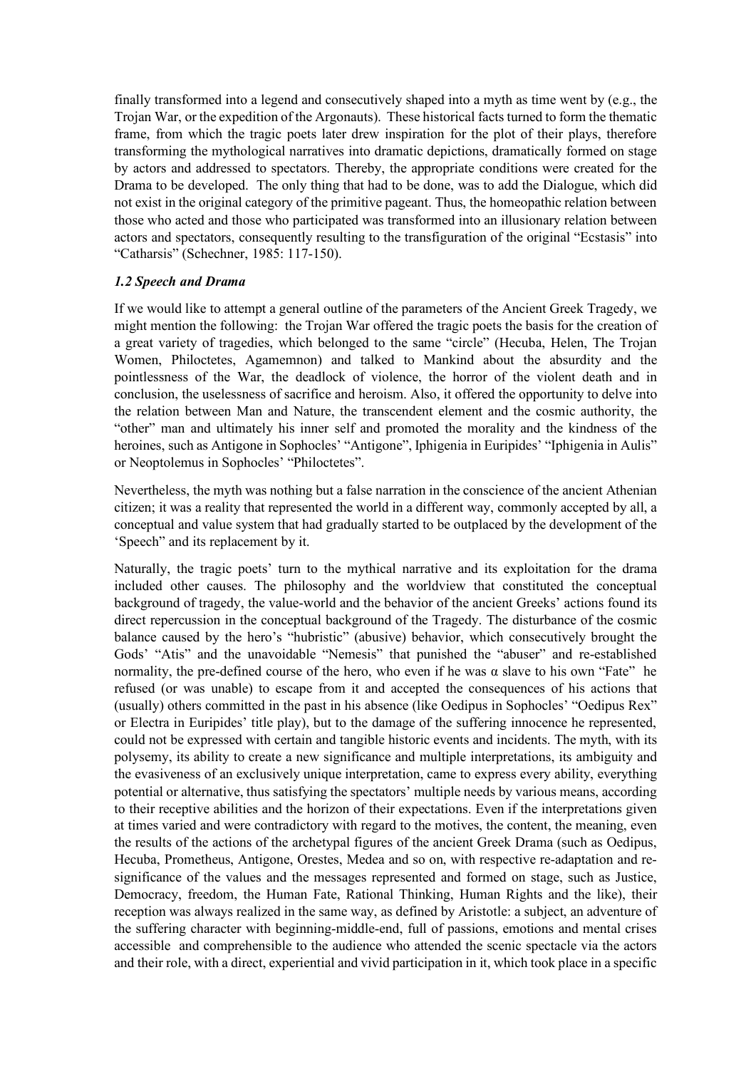finally transformed into a legend and consecutively shaped into a myth as time went by (e.g., the Trojan War, or the expedition of the Argonauts). These historical facts turned to form the thematic frame, from which the tragic poets later drew inspiration for the plot of their plays, therefore transforming the mythological narratives into dramatic depictions, dramatically formed on stage by actors and addressed to spectators. Thereby, the appropriate conditions were created for the Drama to be developed. The only thing that had to be done, was to add the Dialogue, which did not exist in the original category of the primitive pageant. Thus, the homeopathic relation between those who acted and those who participated was transformed into an illusionary relation between actors and spectators, consequently resulting to the transfiguration of the original "Ecstasis" into "Catharsis" (Schechner, 1985: 117-150).

### *1.2 Speech and Drama*

If we would like to attempt a general outline of the parameters of the Ancient Greek Tragedy, we might mention the following: the Trojan War offered the tragic poets the basis for the creation of a great variety of tragedies, which belonged to the same "circle" (Hecuba, Helen, The Trojan Women, Philoctetes, Agamemnon) and talked to Mankind about the absurdity and the pointlessness of the War, the deadlock of violence, the horror of the violent death and in conclusion, the uselessness of sacrifice and heroism. Also, it offered the opportunity to delve into the relation between Man and Nature, the transcendent element and the cosmic authority, the "other" man and ultimately his inner self and promoted the morality and the kindness of the heroines, such as Antigone in Sophocles' "Antigone", Iphigenia in Euripides' "Iphigenia in Aulis" or Neoptolemus in Sophocles' "Philoctetes".

Nevertheless, the myth was nothing but a false narration in the conscience of the ancient Athenian citizen; it was a reality that represented the world in a different way, commonly accepted by all, a conceptual and value system that had gradually started to be outplaced by the development of the 'Speech" and its replacement by it.

Naturally, the tragic poets' turn to the mythical narrative and its exploitation for the drama included other causes. The philosophy and the worldview that constituted the conceptual background of tragedy, the value-world and the behavior of the ancient Greeks' actions found its direct repercussion in the conceptual background of the Tragedy. The disturbance of the cosmic balance caused by the hero's "hubristic" (abusive) behavior, which consecutively brought the Gods' "Atis" and the unavoidable "Nemesis" that punished the "abuser" and re-established normality, the pre-defined course of the hero, who even if he was α slave to his own "Fate" he refused (or was unable) to escape from it and accepted the consequences of his actions that (usually) others committed in the past in his absence (like Oedipus in Sophocles' "Oedipus Rex" or Electra in Euripides' title play), but to the damage of the suffering innocence he represented, could not be expressed with certain and tangible historic events and incidents. The myth, with its polysemy, its ability to create a new significance and multiple interpretations, its ambiguity and the evasiveness of an exclusively unique interpretation, came to express every ability, everything potential or alternative, thus satisfying the spectators' multiple needs by various means, according to their receptive abilities and the horizon of their expectations. Even if the interpretations given at times varied and were contradictory with regard to the motives, the content, the meaning, even the results of the actions of the archetypal figures of the ancient Greek Drama (such as Oedipus, Hecuba, Prometheus, Antigone, Orestes, Medea and so on, with respective re-adaptation and re-significance of the values and the messages represented and formed on stage, such as Justice, Democracy, freedom, the Human Fate, Rational Thinking, Human Rights and the like), their reception was always realized in the same way, as defined by Aristotle: a subject, an adventure of the suffering character with beginning-middle-end, full of passions, emotions and mental crises accessible and comprehensible to the audience who attended the scenic spectacle via the actors and their role, with a direct, experiential and vivid participation in it, which took place in a specific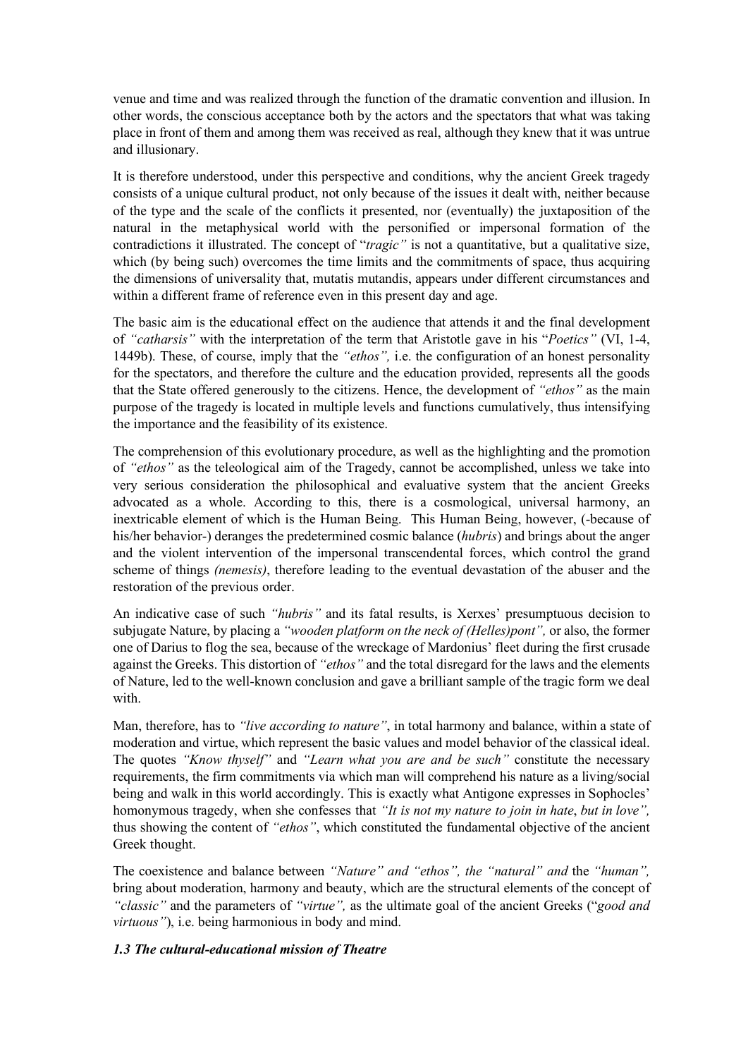venue and time and was realized through the function of the dramatic convention and illusion. In other words, the conscious acceptance both by the actors and the spectators that what was taking place in front of them and among them was received as real, although they knew that it was untrue and illusionary.

It is therefore understood, under this perspective and conditions, why the ancient Greek tragedy consists of a unique cultural product, not only because of the issues it dealt with, neither because of the type and the scale of the conflicts it presented, nor (eventually) the juxtaposition of the natural in the metaphysical world with the personified or impersonal formation of the contradictions it illustrated. The concept of "*tragic"* is not a quantitative, but a qualitative size, which (by being such) overcomes the time limits and the commitments of space, thus acquiring the dimensions of universality that, mutatis mutandis, appears under different circumstances and within a different frame of reference even in this present day and age.

The basic aim is the educational effect on the audience that attends it and the final development of *"catharsis"* with the interpretation of the term that Aristotle gave in his "*Poetics"* (VI, 1-4, 1449b). These, of course, imply that the *"ethos",* i.e. the configuration of an honest personality for the spectators, and therefore the culture and the education provided, represents all the goods that the State offered generously to the citizens. Hence, the development of *"ethos"* as the main purpose of the tragedy is located in multiple levels and functions cumulatively, thus intensifying the importance and the feasibility of its existence.

The comprehension of this evolutionary procedure, as well as the highlighting and the promotion of *"ethos"* as the teleological aim of the Tragedy, cannot be accomplished, unless we take into very serious consideration the philosophical and evaluative system that the ancient Greeks advocated as a whole. According to this, there is a cosmological, universal harmony, an inextricable element of which is the Human Being. This Human Being, however, (-because of his/her behavior-) deranges the predetermined cosmic balance (*hubris*) and brings about the anger and the violent intervention of the impersonal transcendental forces, which control the grand scheme of things *(nemesis)*, therefore leading to the eventual devastation of the abuser and the restoration of the previous order.

An indicative case of such *"hubris"* and its fatal results, is Xerxes' presumptuous decision to subjugate Nature, by placing a *"wooden platform on the neck of (Helles)pont",* or also, the former one of Darius to flog the sea, because of the wreckage of Mardonius' fleet during the first crusade against the Greeks. This distortion of *"ethos"* and the total disregard for the laws and the elements of Nature, led to the well-known conclusion and gave a brilliant sample of the tragic form we deal with.

Man, therefore, has to *"live according to nature"*, in total harmony and balance, within a state of moderation and virtue, which represent the basic values and model behavior of the classical ideal. The quotes *"Know thyself"* and *"Learn what you are and be such"* constitute the necessary requirements, the firm commitments via which man will comprehend his nature as a living/social being and walk in this world accordingly. This is exactly what Antigone expresses in Sophocles' homonymous tragedy, when she confesses that *"It is not my nature to join in hate*, *but in love",* thus showing the content of *"ethos"*, which constituted the fundamental objective of the ancient Greek thought.

The coexistence and balance between *"Nature" and "ethos", the "natural" and* the *"human",* bring about moderation, harmony and beauty, which are the structural elements of the concept of *"classic"* and the parameters of *"virtue",* as the ultimate goal of the ancient Greeks ("*good and virtuous"*), i.e. being harmonious in body and mind.

### *1.3 The cultural-educational mission of Theatre*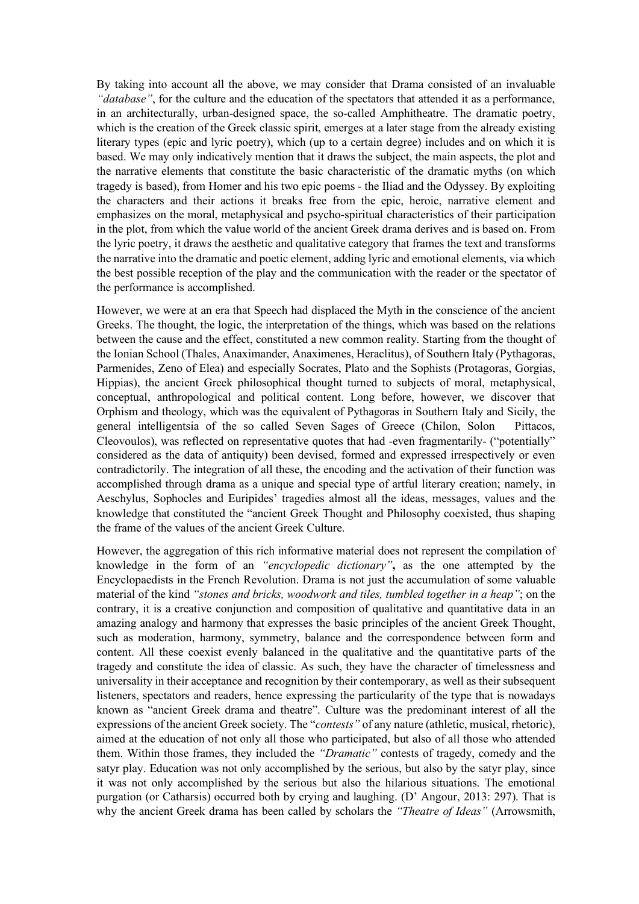By taking into account all the above, we may consider that Drama consisted of an invaluable *"database"*, for the culture and the education of the spectators that attended it as a performance, in an architecturally, urban-designed space, the so-called Amphitheatre. The dramatic poetry, which is the creation of the Greek classic spirit, emerges at a later stage from the already existing literary types (epic and lyric poetry), which (up to a certain degree) includes and on which it is based. We may only indicatively mention that it draws the subject, the main aspects, the plot and the narrative elements that constitute the basic characteristic of the dramatic myths (on which tragedy is based), from Homer and his two epic poems - the Iliad and the Odyssey. By exploiting the characters and their actions it breaks free from the epic, heroic, narrative element and emphasizes on the moral, metaphysical and psycho-spiritual characteristics of their participation in the plot, from which the value world of the ancient Greek drama derives and is based on. From the lyric poetry, it draws the aesthetic and qualitative category that frames the text and transforms the narrative into the dramatic and poetic element, adding lyric and emotional elements, via which the best possible reception of the play and the communication with the reader or the spectator of the performance is accomplished.

However, we were at an era that Speech had displaced the Myth in the conscience of the ancient Greeks. The thought, the logic, the interpretation of the things, which was based on the relations between the cause and the effect, constituted a new common reality. Starting from the thought of the Ionian School (Thales, Anaximander, Anaximenes, Heraclitus), of Southern Italy (Pythagoras, Parmenides, Zeno of Elea) and especially Socrates, Plato and the Sophists (Protagoras, Gorgias, Hippias), the ancient Greek philosophical thought turned to subjects of moral, metaphysical, conceptual, anthropological and political content. Long before, however, we discover that Orphism and theology, which was the equivalent of Pythagoras in Southern Italy and Sicily, the general intelligentsia of the so called Seven Sages of Greece (Chilon, Solon Pittacos, Cleovoulos), was reflected on representative quotes that had -even fragmentarily- ("potentially" considered as the data of antiquity) been devised, formed and expressed irrespectively or even contradictorily. The integration of all these, the encoding and the activation of their function was accomplished through drama as a unique and special type of artful literary creation; namely, in Aeschylus, Sophocles and Euripides' tragedies almost all the ideas, messages, values and the knowledge that constituted the "ancient Greek Thought and Philosophy coexisted, thus shaping the frame of the values of the ancient Greek Culture.

However, the aggregation of this rich informative material does not represent the compilation of knowledge in the form of an *"encyclopedic dictionary"***,** as the one attempted by the Encyclopaedists in the French Revolution. Drama is not just the accumulation of some valuable material of the kind *"stones and bricks, woodwork and tiles, tumbled together in a heap"*; on the contrary, it is a creative conjunction and composition of qualitative and quantitative data in an amazing analogy and harmony that expresses the basic principles of the ancient Greek Thought, such as moderation, harmony, symmetry, balance and the correspondence between form and content. All these coexist evenly balanced in the qualitative and the quantitative parts of the tragedy and constitute the idea of classic. As such, they have the character of timelessness and universality in their acceptance and recognition by their contemporary, as well as their subsequent listeners, spectators and readers, hence expressing the particularity of the type that is nowadays known as "ancient Greek drama and theatre". Culture was the predominant interest of all the expressions of the ancient Greek society. The "*contests"* of any nature (athletic, musical, rhetoric), aimed at the education of not only all those who participated, but also of all those who attended them. Within those frames, they included the *"Dramatic"* contests of tragedy, comedy and the satyr play. Education was not only accomplished by the serious, but also by the satyr play, since it was not only accomplished by the serious but also the hilarious situations. The emotional purgation (or Catharsis) occurred both by crying and laughing. (D' Angour, 2013: 297). That is why the ancient Greek drama has been called by scholars the *"Theatre of Ideas"* (Arrowsmith,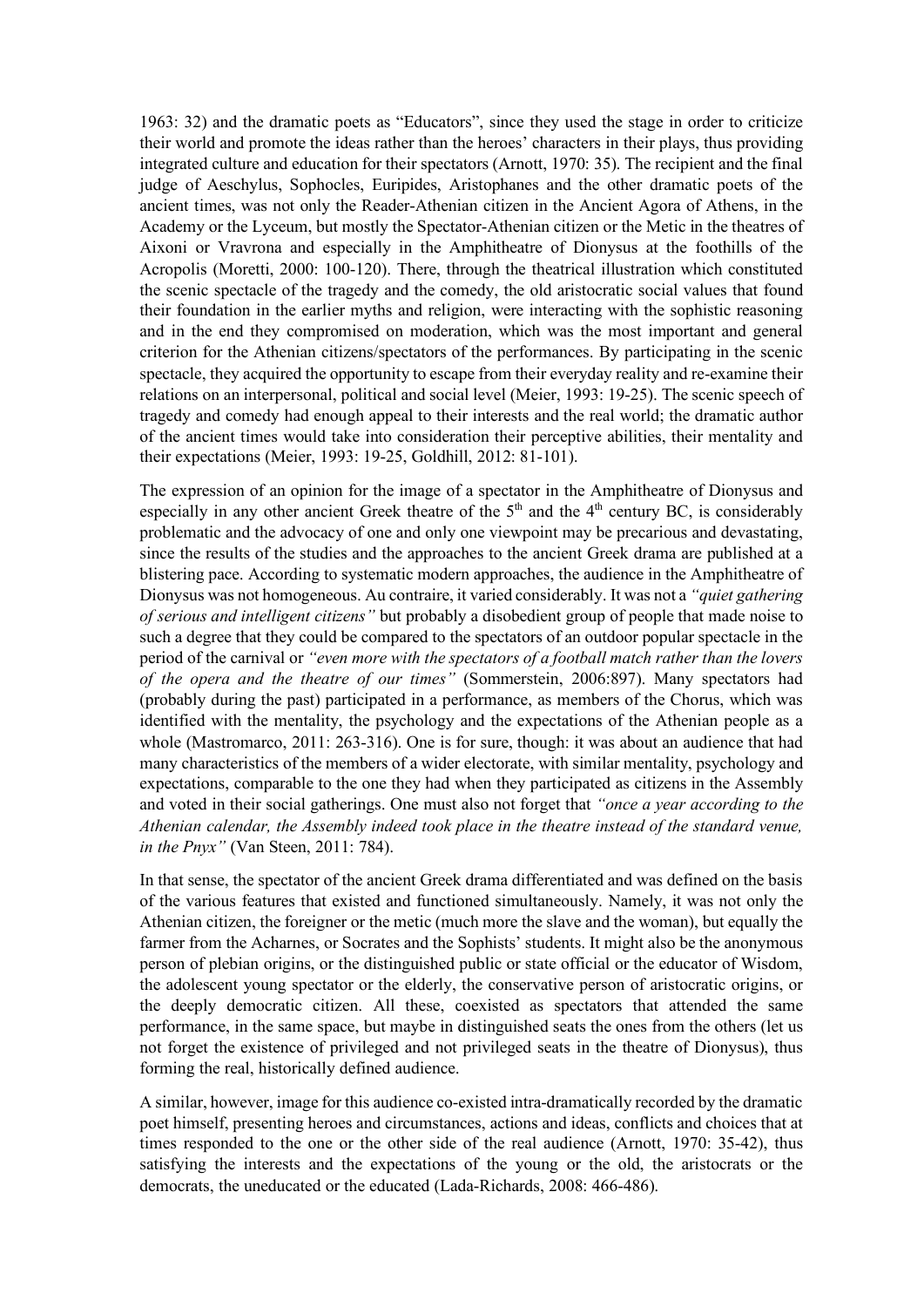1963: 32) and the dramatic poets as "Educators", since they used the stage in order to criticize their world and promote the ideas rather than the heroes' characters in their plays, thus providing integrated culture and education for their spectators (Arnott, 1970: 35). The recipient and the final judge of Aeschylus, Sophocles, Euripides, Aristophanes and the other dramatic poets of the ancient times, was not only the Reader-Athenian citizen in the Ancient Agora of Athens, in the Academy or the Lyceum, but mostly the Spectator-Athenian citizen or the Metic in the theatres of Aixoni or Vravrona and especially in the Amphitheatre of Dionysus at the foothills of the Acropolis (Moretti, 2000: 100-120). There, through the theatrical illustration which constituted the scenic spectacle of the tragedy and the comedy, the old aristocratic social values that found their foundation in the earlier myths and religion, were interacting with the sophistic reasoning and in the end they compromised on moderation, which was the most important and general criterion for the Athenian citizens/spectators of the performances. By participating in the scenic spectacle, they acquired the opportunity to escape from their everyday reality and re-examine their relations on an interpersonal, political and social level (Meier, 1993: 19-25). The scenic speech of tragedy and comedy had enough appeal to their interests and the real world; the dramatic author of the ancient times would take into consideration their perceptive abilities, their mentality and their expectations (Meier, 1993: 19-25, Goldhill, 2012: 81-101).

The expression of an opinion for the image of a spectator in the Amphitheatre of Dionysus and especially in any other ancient Greek theatre of the 5th and the 4th century BC, is considerably problematic and the advocacy of one and only one viewpoint may be precarious and devastating, since the results of the studies and the approaches to the ancient Greek drama are published at a blistering pace. According to systematic modern approaches, the audience in the Amphitheatre of Dionysus was not homogeneous. Au contraire, it varied considerably. It was not a *"quiet gathering of serious and intelligent citizens"* but probably a disobedient group of people that made noise to such a degree that they could be compared to the spectators of an outdoor popular spectacle in the period of the carnival or *"even more with the spectators of a football match rather than the lovers of the opera and the theatre of our times"* (Sommerstein, 2006:897). Many spectators had (probably during the past) participated in a performance, as members of the Chorus, which was identified with the mentality, the psychology and the expectations of the Athenian people as a whole (Mastromarco, 2011: 263-316). One is for sure, though: it was about an audience that had many characteristics of the members of a wider electorate, with similar mentality, psychology and expectations, comparable to the one they had when they participated as citizens in the Assembly and voted in their social gatherings. One must also not forget that *"once a year according to the Athenian calendar, the Assembly indeed took place in the theatre instead of the standard venue, in the Pnyx"* (Van Steen, 2011: 784).

In that sense, the spectator of the ancient Greek drama differentiated and was defined on the basis of the various features that existed and functioned simultaneously. Namely, it was not only the Athenian citizen, the foreigner or the metic (much more the slave and the woman), but equally the farmer from the Acharnes, or Socrates and the Sophists' students. It might also be the anonymous person of plebian origins, or the distinguished public or state official or the educator of Wisdom, the adolescent young spectator or the elderly, the conservative person of aristocratic origins, or the deeply democratic citizen. All these, coexisted as spectators that attended the same performance, in the same space, but maybe in distinguished seats the ones from the others (let us not forget the existence of privileged and not privileged seats in the theatre of Dionysus), thus forming the real, historically defined audience.

A similar, however, image for this audience co-existed intra-dramatically recorded by the dramatic poet himself, presenting heroes and circumstances, actions and ideas, conflicts and choices that at times responded to the one or the other side of the real audience (Arnott, 1970: 35-42), thus satisfying the interests and the expectations of the young or the old, the aristocrats or the democrats, the uneducated or the educated (Lada-Richards, 2008: 466-486).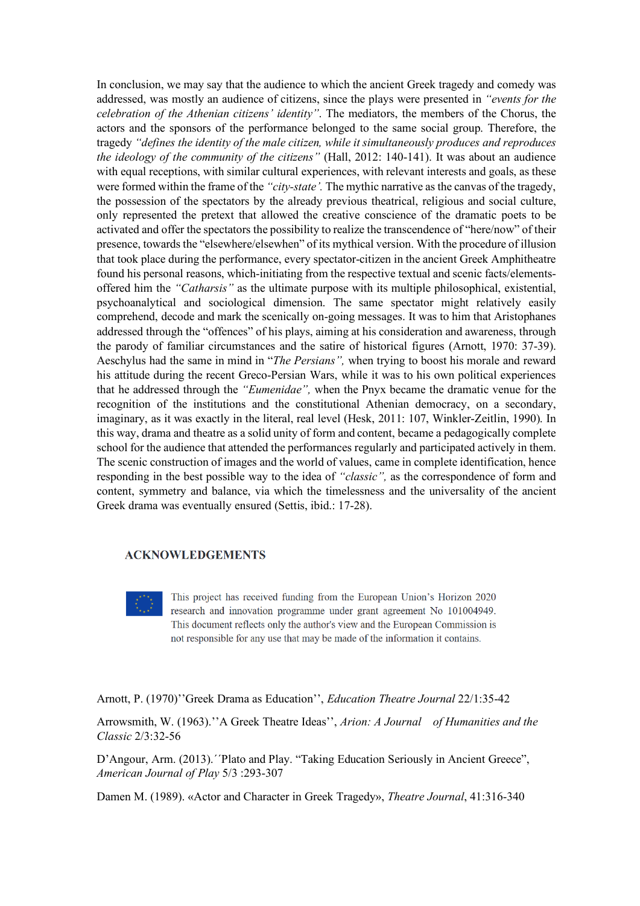In conclusion, we may say that the audience to which the ancient Greek tragedy and comedy was addressed, was mostly an audience of citizens, since the plays were presented in *"events for the celebration of the Athenian citizens' identity"*. The mediators, the members of the Chorus, the actors and the sponsors of the performance belonged to the same social group. Therefore, the tragedy *"defines the identity of the male citizen, while it simultaneously produces and reproduces the ideology of the community of the citizens"* (Hall, 2012: 140-141). It was about an audience with equal receptions, with similar cultural experiences, with relevant interests and goals, as these were formed within the frame of the *"city-state'.* The mythic narrative as the canvas of the tragedy, the possession of the spectators by the already previous theatrical, religious and social culture, only represented the pretext that allowed the creative conscience of the dramatic poets to be activated and offer the spectators the possibility to realize the transcendence of "here/now" of their presence, towards the "elsewhere/elsewhen" of its mythical version. With the procedure of illusion that took place during the performance, every spectator-citizen in the ancient Greek Amphitheatre found his personal reasons, which-initiating from the respective textual and scenic facts/elements-offered him the *"Catharsis"* as the ultimate purpose with its multiple philosophical, existential, psychoanalytical and sociological dimension. The same spectator might relatively easily comprehend, decode and mark the scenically on-going messages. It was to him that Aristophanes addressed through the "offences" of his plays, aiming at his consideration and awareness, through the parody of familiar circumstances and the satire of historical figures (Arnott, 1970: 37-39). Aeschylus had the same in mind in "*The Persians",* when trying to boost his morale and reward his attitude during the recent Greco-Persian Wars, while it was to his own political experiences that he addressed through the *"Eumenidae",* when the Pnyx became the dramatic venue for the recognition of the institutions and the constitutional Athenian democracy, on a secondary, imaginary, as it was exactly in the literal, real level (Hesk, 2011: 107, Winkler-Zeitlin, 1990). In this way, drama and theatre as a solid unity of form and content, became a pedagogically complete school for the audience that attended the performances regularly and participated actively in them. The scenic construction of images and the world of values, came in complete identification, hence responding in the best possible way to the idea of *"classic",* as the correspondence of form and content, symmetry and balance, via which the timelessness and the universality of the ancient Greek drama was eventually ensured (Settis, ibid.: 17-28).

## ACKNOWLEDGEMENTS

This project has received funding from the European Union's Horizon 2020 research and innovation programme under grant agreement No 101004949. This document reflects only the author's view and the European Commission is not responsible for any use that may be made of the information it contains.

Arnott, P. (1970)''Greek Drama as Education'', *Education Theatre Journal* 22/1:35-42

Arrowsmith, W. (1963).''A Greek Theatre Ideas'', *Arion: A Journal of Humanities and the Classic* 2/3:32-56

D'Angour, Arm. (2013).´´Plato and Play. "Taking Education Seriously in Ancient Greece", *American Journal of Play* 5/3 :293-307

Damen M. (1989). «Actor and Character in Greek Tragedy», *Theatre Journal*, 41:316-340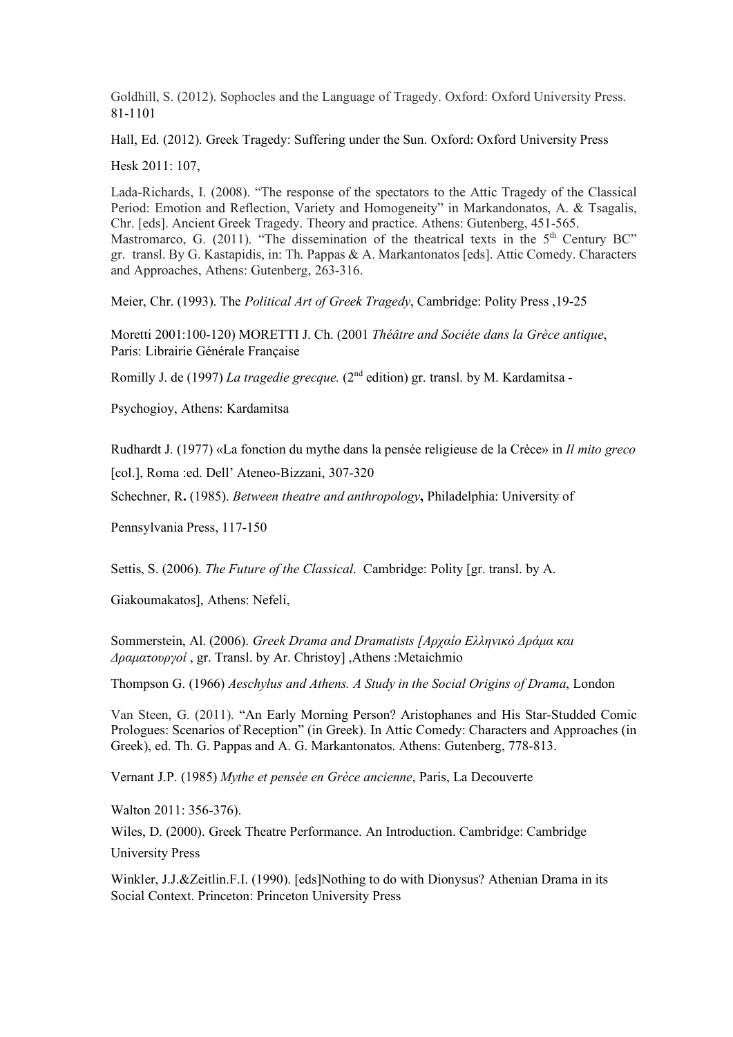Goldhill, S. (2012). Sophocles and the Language of Tragedy. Oxford: Oxford University Press. 81-1101

Hall, Ed. (2012). Greek Tragedy: Suffering under the Sun. Oxford: Oxford University Press

Hesk 2011: 107,

Lada-Richards, I. (2008). "The response of the spectators to the Attic Tragedy of the Classical Period: Emotion and Reflection, Variety and Homogeneity" in Markandonatos, A. & Tsagalis, Chr. [eds]. Ancient Greek Tragedy. Theory and practice. Athens: Gutenberg, 451-565.
Mastromarco, G. (2011). "The dissemination of the theatrical texts in the 5th Century BC" gr. transl. By G. Kastapidis, in: Th. Pappas & A. Markantonatos [eds]. Attic Comedy. Characters and Approaches, Athens: Gutenberg, 263-316.

Meier, Chr. (1993). The *Political Art of Greek Tragedy*, Cambridge: Polity Press ,19-25

Moretti 2001:100-120) MORETTI J. Ch. (2001 *Théâtre and Sociéte dans la Grèce antique*, Paris: Librairie Générale Française

Romilly J. de (1997) *La tragedie grecque.* (2nd edition) gr. transl. by M. Kardamitsa -

Psychogioy, Athens: Kardamitsa

Rudhardt J. (1977) «La fonction du mythe dans la pensée religieuse de la Crèce» in *Il mito greco*

[col.], Roma :ed. Dell' Ateneo-Bizzani, 307-320

Schechner, R**.** (1985). *Between theatre and anthropology***,** Philadelphia: University of

Pennsylvania Press, 117-150

Settis, S. (2006). *The Future of the Classical*. Cambridge: Polity [gr. transl. by A.

Giakoumakatos], Athens: Nefeli,

Sommerstein, Al. (2006). *Greek Drama and Dramatists [Αρχαίο Ελληνικό Δράμα και Δραματουργοί* , gr. Transl. by Ar. Christoy] ,Athens :Metaichmio

Thompson G. (1966) *Aeschylus and Athens. A Study in the Social Origins of Drama*, London

Van Steen, G. (2011). "An Early Morning Person? Aristophanes and His Star-Studded Comic Prologues: Scenarios of Reception" (in Greek). In Attic Comedy: Characters and Approaches (in Greek), ed. Th. G. Pappas and A. G. Markantonatos. Athens: Gutenberg, 778-813.

Vernant J.P. (1985) *Mythe et pensée en Grèce ancienne*, Paris, La Decouverte

Walton 2011: 356-376).

Wiles, D. (2000). Greek Theatre Performance. An Introduction. Cambridge: Cambridge University Press

Winkler, J.J.&Zeitlin.F.I. (1990). [eds]Nothing to do with Dionysus? Athenian Drama in its Social Context. Princeton: Princeton University Press